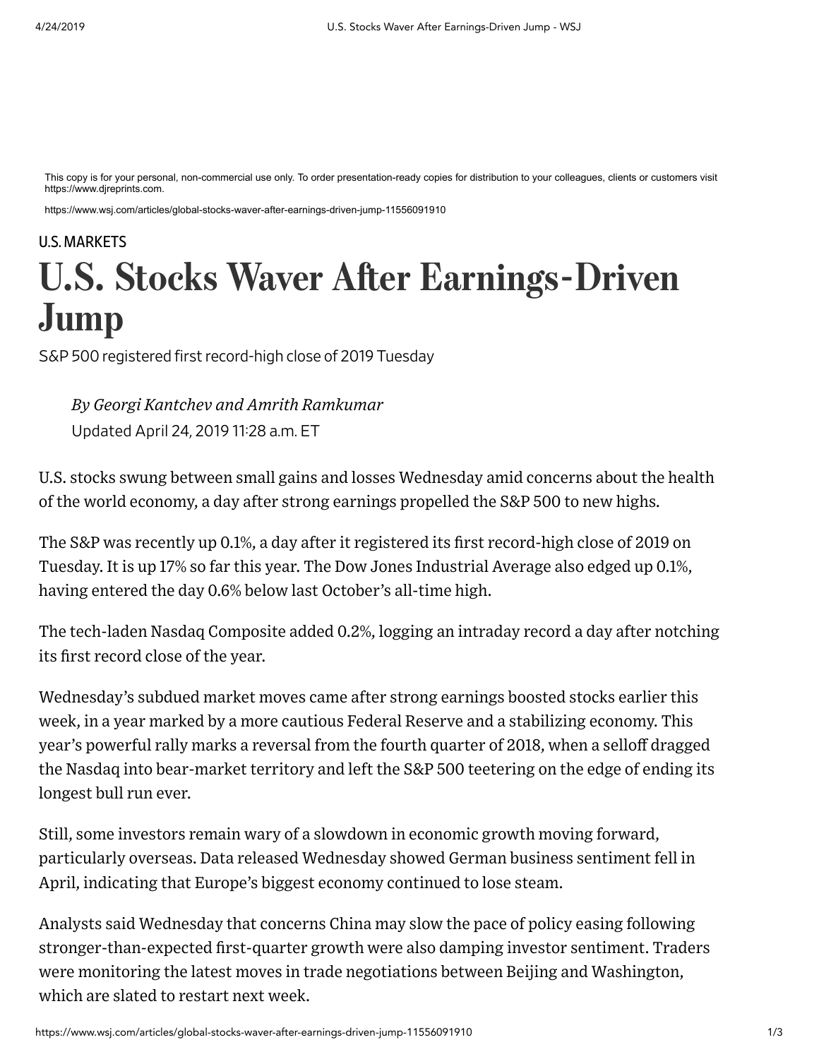This copy is for your personal, non-commercial use only. To order presentation-ready copies for distribution to your colleagues, clients or customers visit https://www.djreprints.com.

https://www.wsj.com/articles/global-stocks-waver-after-earnings-driven-jump-11556091910

U.S. MARKETS

# U.S. Stocks Waver After Earnings-Driven Jump

S&P 500 registered first record-high close of 2019 Tuesday

*By Georgi Kantchev and Amrith Ramkumar*

Updated April 24, 2019 11:28 a.m. ET

U.S. stocks swung between small gains and losses Wednesday amid concerns about the health of the world economy, a day after strong earnings propelled the S&P 500 to new highs.

The S&P was recently up 0.1%, a day after it registered its first record-high close of 2019 on Tuesday. It is up 17% so far this year. The Dow Jones Industrial Average also edged up 0.1%, having entered the day 0.6% below last October's all-time high.

The tech-laden Nasdaq Composite added 0.2%, logging an intraday record a day after notching its first record close of the year.

Wednesday's subdued market moves came after strong earnings boosted stocks earlier this week, in a year marked by a more cautious Federal Reserve and a stabilizing economy. This year's powerful rally marks a reversal from the fourth quarter of 2018, when a selloff dragged the Nasdaq into bear-market territory and left the S&P 500 teetering on the edge of ending its longest bull run ever.

Still, some investors remain wary of a slowdown in economic growth moving forward, particularly overseas. Data released Wednesday showed German business sentiment fell in April, indicating that Europe's biggest economy continued to lose steam.

Analysts said Wednesday that concerns China may slow the pace of policy easing following stronger-than-expected first-quarter growth were also damping investor sentiment. Traders were monitoring the latest moves in trade negotiations between Beijing and Washington, which are slated to restart next week.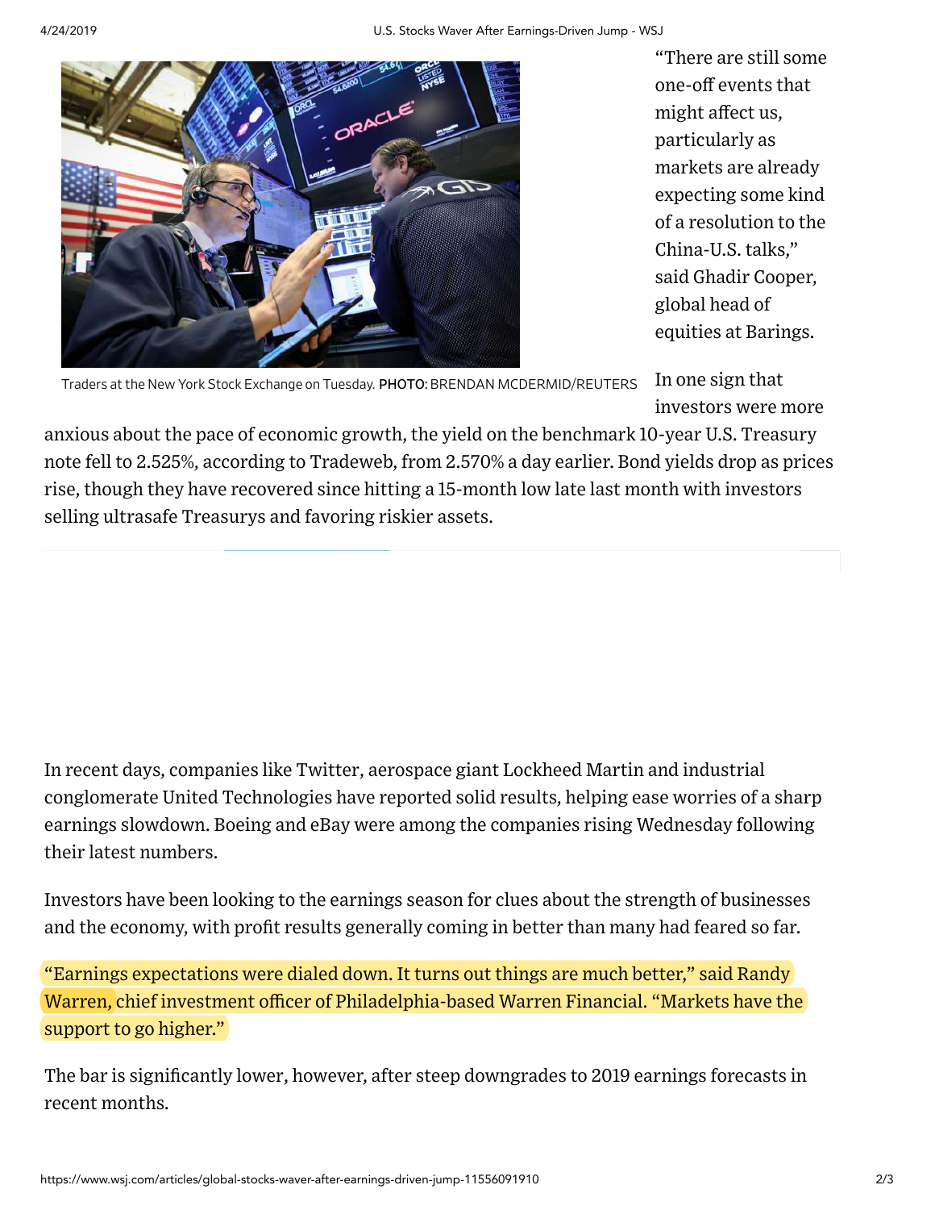Traders at the New York Stock Exchange on Tuesday. PHOTO: BRENDAN MCDERMID/REUTERS

"There are still some one-off events that might affect us, particularly as markets are already expecting some kind of a resolution to the China-U.S. talks," said Ghadir Cooper, global head of equities at Barings.

In one sign that investors were more anxious about the pace of economic growth, the yield on the benchmark 10-year U.S. Treasury note fell to 2.525%, according to Tradeweb, from 2.570% a day earlier. Bond yields drop as prices rise, though they have recovered since hitting a 15-month low late last month with investors selling ultrasafe Treasurys and favoring riskier assets.

In recent days, companies like Twitter, aerospace giant Lockheed Martin and industrial conglomerate United Technologies have reported solid results, helping ease worries of a sharp earnings slowdown. Boeing and eBay were among the companies rising Wednesday following their latest numbers.

Investors have been looking to the earnings season for clues about the strength of businesses and the economy, with profit results generally coming in better than many had feared so far.

"Earnings expectations were dialed down. It turns out things are much better," said Randy Warren, chief investment officer of Philadelphia-based Warren Financial. "Markets have the support to go higher."

The bar is significantly lower, however, after steep downgrades to 2019 earnings forecasts in recent months.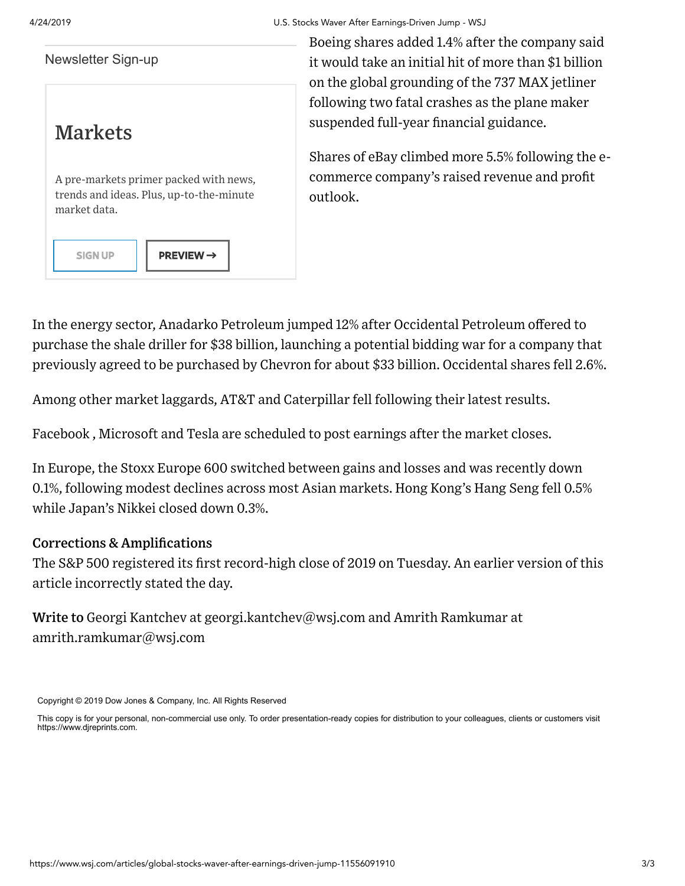Newsletter Sign-up

## Markets

A pre-markets primer packed with news, trends and ideas. Plus, up-to-the-minute market data.

SIGN UP

PREVIEW →

Boeing shares added 1.4% after the company said it would take an initial hit of more than $1 billion on the global grounding of the 737 MAX jetliner following two fatal crashes as the plane maker suspended full-year financial guidance.

Shares of eBay climbed more 5.5% following the e-commerce company's raised revenue and profit outlook.

In the energy sector, Anadarko Petroleum jumped 12% after Occidental Petroleum offered to purchase the shale driller for $38 billion, launching a potential bidding war for a company that previously agreed to be purchased by Chevron for about $33 billion. Occidental shares fell 2.6%.

Among other market laggards, AT&T and Caterpillar fell following their latest results.

Facebook , Microsoft and Tesla are scheduled to post earnings after the market closes.

In Europe, the Stoxx Europe 600 switched between gains and losses and was recently down 0.1%, following modest declines across most Asian markets. Hong Kong's Hang Seng fell 0.5% while Japan's Nikkei closed down 0.3%.

**Corrections & Amplifications**
The S&P 500 registered its first record-high close of 2019 on Tuesday. An earlier version of this article incorrectly stated the day.

**Write to** Georgi Kantchev at georgi.kantchev@wsj.com and Amrith Ramkumar at amrith.ramkumar@wsj.com

Copyright © 2019 Dow Jones & Company, Inc. All Rights Reserved

This copy is for your personal, non-commercial use only. To order presentation-ready copies for distribution to your colleagues, clients or customers visit https://www.djreprints.com.